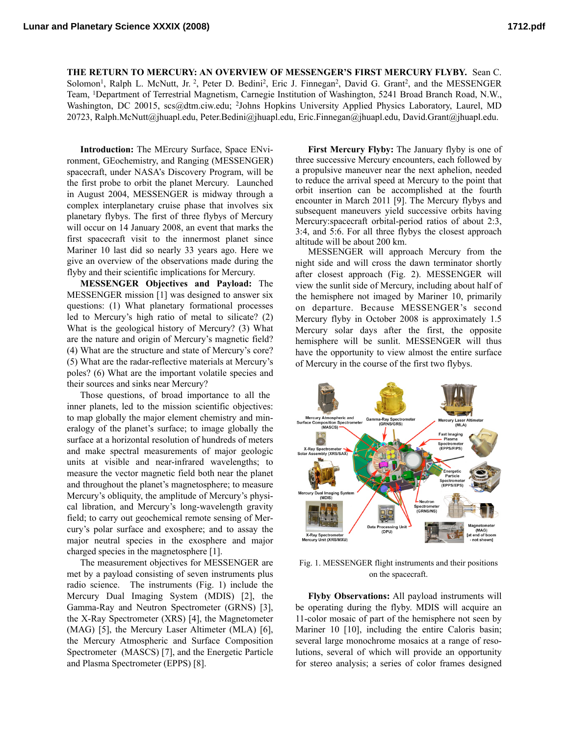**THE RETURN TO MERCURY: AN OVERVIEW OF MESSENGER'S FIRST MERCURY FLYBY.** Sean C. Solomon[1], Ralph L. McNutt, Jr. [2], Peter D. Bedini[2], Eric J. Finnegan[2], David G. Grant[2], and the MESSENGER Team, [1]Department of Terrestrial Magnetism, Carnegie Institution of Washington, 5241 Broad Branch Road, N.W., Washington, DC 20015, scs@dtm.ciw.edu; [2]Johns Hopkins University Applied Physics Laboratory, Laurel, MD 20723, Ralph.McNutt@jhuapl.edu, Peter.Bedini@jhuapl.edu, Eric.Finnegan@jhuapl.edu, David.Grant@jhuapl.edu.

**Introduction:** The MErcury Surface, Space ENvironment, GEochemistry, and Ranging (MESSENGER) spacecraft, under NASA's Discovery Program, will be the first probe to orbit the planet Mercury. Launched in August 2004, MESSENGER is midway through a complex interplanetary cruise phase that involves six planetary flybys. The first of three flybys of Mercury will occur on 14 January 2008, an event that marks the first spacecraft visit to the innermost planet since Mariner 10 last did so nearly 33 years ago. Here we give an overview of the observations made during the flyby and their scientific implications for Mercury.

**MESSENGER Objectives and Payload:** The MESSENGER mission [1] was designed to answer six questions: (1) What planetary formational processes led to Mercury's high ratio of metal to silicate? (2) What is the geological history of Mercury? (3) What are the nature and origin of Mercury's magnetic field? (4) What are the structure and state of Mercury's core? (5) What are the radar-reflective materials at Mercury's poles? (6) What are the important volatile species and their sources and sinks near Mercury?

Those questions, of broad importance to all the inner planets, led to the mission scientific objectives: to map globally the major element chemistry and mineralogy of the planet's surface; to image globally the surface at a horizontal resolution of hundreds of meters and make spectral measurements of major geologic units at visible and near-infrared wavelengths; to measure the vector magnetic field both near the planet and throughout the planet's magnetosphere; to measure Mercury's obliquity, the amplitude of Mercury's physical libration, and Mercury's long-wavelength gravity field; to carry out geochemical remote sensing of Mercury's polar surface and exosphere; and to assay the major neutral species in the exosphere and major charged species in the magnetosphere [1].

The measurement objectives for MESSENGER are met by a payload consisting of seven instruments plus radio science. The instruments (Fig. 1) include the Mercury Dual Imaging System (MDIS) [2], the Gamma-Ray and Neutron Spectrometer (GRNS) [3], the X-Ray Spectrometer (XRS) [4], the Magnetometer (MAG) [5], the Mercury Laser Altimeter (MLA) [6], the Mercury Atmospheric and Surface Composition Spectrometer (MASCS) [7], and the Energetic Particle and Plasma Spectrometer (EPPS) [8].

**First Mercury Flyby:** The January flyby is one of three successive Mercury encounters, each followed by a propulsive maneuver near the next aphelion, needed to reduce the arrival speed at Mercury to the point that orbit insertion can be accomplished at the fourth encounter in March 2011 [9]. The Mercury flybys and subsequent maneuvers yield successive orbits having Mercury:spacecraft orbital-period ratios of about 2:3, 3:4, and 5:6. For all three flybys the closest approach altitude will be about 200 km.

MESSENGER will approach Mercury from the night side and will cross the dawn terminator shortly after closest approach (Fig. 2). MESSENGER will view the sunlit side of Mercury, including about half of the hemisphere not imaged by Mariner 10, primarily on departure. Because MESSENGER's second Mercury flyby in October 2008 is approximately 1.5 Mercury solar days after the first, the opposite hemisphere will be sunlit. MESSENGER will thus have the opportunity to view almost the entire surface of Mercury in the course of the first two flybys.

Fig. 1. MESSENGER flight instruments and their positions on the spacecraft.

**Flyby Observations:** All payload instruments will be operating during the flyby. MDIS will acquire an 11-color mosaic of part of the hemisphere not seen by Mariner 10 [10], including the entire Caloris basin; several large monochrome mosaics at a range of resolutions, several of which will provide an opportunity for stereo analysis; a series of color frames designed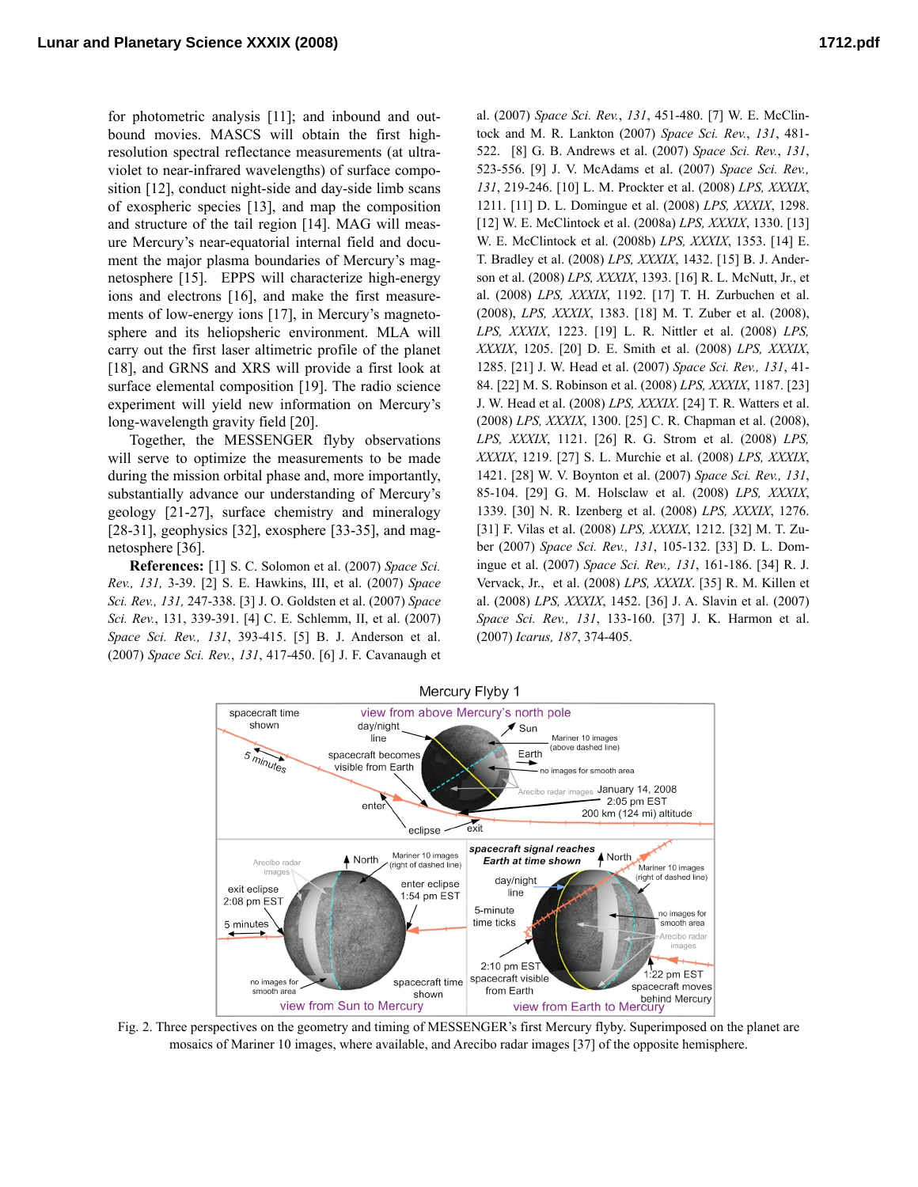for photometric analysis [11]; and inbound and outbound movies. MASCS will obtain the first high-resolution spectral reflectance measurements (at ultraviolet to near-infrared wavelengths) of surface composition [12], conduct night-side and day-side limb scans of exospheric species [13], and map the composition and structure of the tail region [14]. MAG will measure Mercury's near-equatorial internal field and document the major plasma boundaries of Mercury's magnetosphere [15]. EPPS will characterize high-energy ions and electrons [16], and make the first measurements of low-energy ions [17], in Mercury's magnetosphere and its heliospheric environment. MLA will carry out the first laser altimetric profile of the planet [18], and GRNS and XRS will provide a first look at surface elemental composition [19]. The radio science experiment will yield new information on Mercury's long-wavelength gravity field [20].

Together, the MESSENGER flyby observations will serve to optimize the measurements to be made during the mission orbital phase and, more importantly, substantially advance our understanding of Mercury's geology [21-27], surface chemistry and mineralogy [28-31], geophysics [32], exosphere [33-35], and magnetosphere [36].

**References:** [1] S. C. Solomon et al. (2007) *Space Sci. Rev., 131,* 3-39. [2] S. E. Hawkins, III, et al. (2007) *Space Sci. Rev., 131,* 247-338. [3] J. O. Goldsten et al. (2007) *Space Sci. Rev.*, 131, 339-391. [4] C. E. Schlemm, II, et al. (2007) *Space Sci. Rev., 131*, 393-415. [5] B. J. Anderson et al. (2007) *Space Sci. Rev.*, *131*, 417-450. [6] J. F. Cavanaugh et al. (2007) *Space Sci. Rev.*, *131*, 451-480. [7] W. E. McClintock and M. R. Lankton (2007) *Space Sci. Rev.*, *131*, 481-522. [8] G. B. Andrews et al. (2007) *Space Sci. Rev.*, *131*, 523-556. [9] J. V. McAdams et al. (2007) *Space Sci. Rev., 131*, 219-246. [10] L. M. Prockter et al. (2008) *LPS, XXXIX*, 1211. [11] D. L. Domingue et al. (2008) *LPS, XXXIX*, 1298. [12] W. E. McClintock et al. (2008a) *LPS, XXXIX*, 1330. [13] W. E. McClintock et al. (2008b) *LPS, XXXIX*, 1353. [14] E. T. Bradley et al. (2008) *LPS, XXXIX*, 1432. [15] B. J. Anderson et al. (2008) *LPS, XXXIX*, 1393. [16] R. L. McNutt, Jr., et al. (2008) *LPS, XXXIX*, 1192. [17] T. H. Zurbuchen et al. (2008), *LPS, XXXIX*, 1383. [18] M. T. Zuber et al. (2008), *LPS, XXXIX*, 1223. [19] L. R. Nittler et al. (2008) *LPS, XXXIX*, 1205. [20] D. E. Smith et al. (2008) *LPS, XXXIX*, 1285. [21] J. W. Head et al. (2007) *Space Sci. Rev., 131*, 41-84. [22] M. S. Robinson et al. (2008) *LPS, XXXIX*, 1187. [23] J. W. Head et al. (2008) *LPS, XXXIX*. [24] T. R. Watters et al. (2008) *LPS, XXXIX*, 1300. [25] C. R. Chapman et al. (2008), *LPS, XXXIX*, 1121. [26] R. G. Strom et al. (2008) *LPS, XXXIX*, 1219. [27] S. L. Murchie et al. (2008) *LPS, XXXIX*, 1421. [28] W. V. Boynton et al. (2007) *Space Sci. Rev., 131*, 85-104. [29] G. M. Holsclaw et al. (2008) *LPS, XXXIX*, 1339. [30] N. R. Izenberg et al. (2008) *LPS, XXXIX*, 1276. [31] F. Vilas et al. (2008) *LPS, XXXIX*, 1212. [32] M. T. Zuber (2007) *Space Sci. Rev., 131*, 105-132. [33] D. L. Domingue et al. (2007) *Space Sci. Rev., 131*, 161-186. [34] R. J. Vervack, Jr., et al. (2008) *LPS, XXXIX*. [35] R. M. Killen et al. (2008) *LPS, XXXIX*, 1452. [36] J. A. Slavin et al. (2007) *Space Sci. Rev., 131*, 133-160. [37] J. K. Harmon et al. (2007) *Icarus, 187*, 374-405.

Mercury Flyby 1

view from above Mercury's north pole

spacecraft time shown
5 minutes
day/night line
spacecraft becomes visible from Earth
enter
eclipse
exit
Sun
Earth
Mariner 10 images (above dashed line)
no images for smooth area
Arecibo radar images
January 14, 2008
2:05 pm EST
200 km (124 mi) altitude

view from Sun to Mercury

Arecibo radar images
North
Mariner 10 images (right of dashed line)
exit eclipse 2:08 pm EST
enter eclipse 1:54 pm EST
5 minutes
no images for smooth area
spacecraft time shown

view from Earth to Mercury

spacecraft signal reaches Earth at time shown
North
day/night line
Mariner 10 images (right of dashed line)
5-minute time ticks
no images for smooth area
Arecibo radar images
2:10 pm EST spacecraft visible from Earth
1:22 pm EST spacecraft moves behind Mercury

Fig. 2. Three perspectives on the geometry and timing of MESSENGER's first Mercury flyby. Superimposed on the planet are mosaics of Mariner 10 images, where available, and Arecibo radar images [37] of the opposite hemisphere.